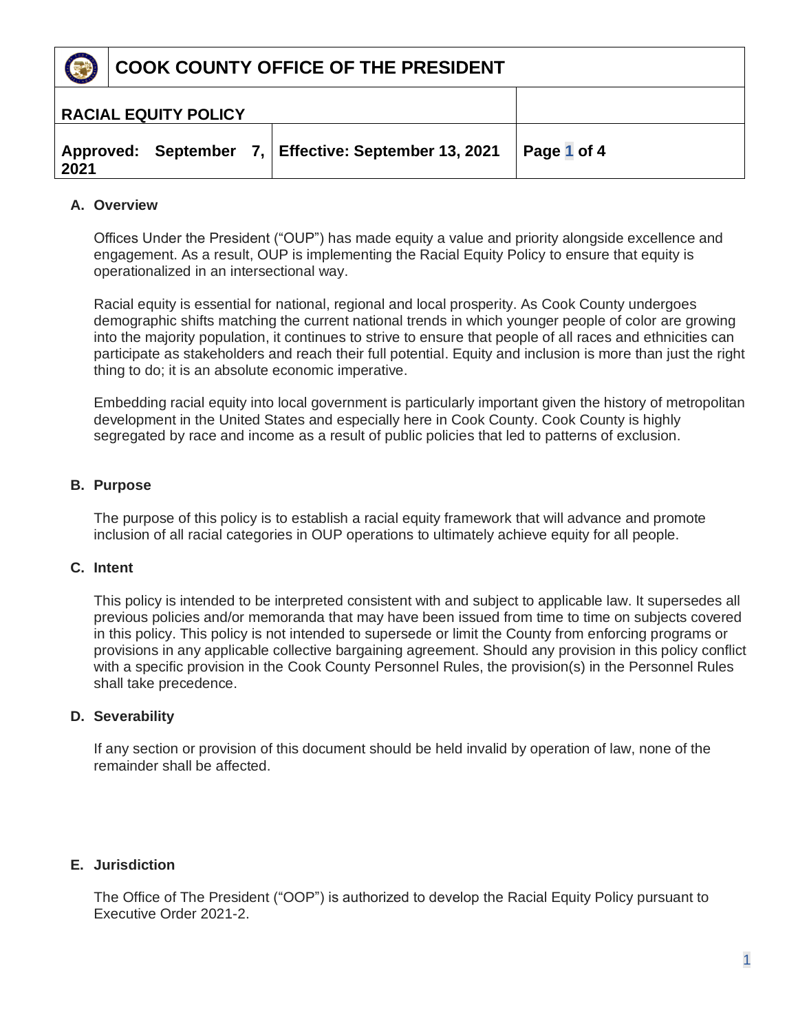# COOK COUNTY OFFICE OF THE PRESIDENT

| RACIAL EQUITY POLICY | | |
|---|---|---|
| **Approved: September 7, 2021** | **Effective: September 13, 2021** | |

## A. Overview

Offices Under the President ("OUP") has made equity a value and priority alongside excellence and engagement. As a result, OUP is implementing the Racial Equity Policy to ensure that equity is operationalized in an intersectional way.

Racial equity is essential for national, regional and local prosperity. As Cook County undergoes demographic shifts matching the current national trends in which younger people of color are growing into the majority population, it continues to strive to ensure that people of all races and ethnicities can participate as stakeholders and reach their full potential. Equity and inclusion is more than just the right thing to do; it is an absolute economic imperative.

Embedding racial equity into local government is particularly important given the history of metropolitan development in the United States and especially here in Cook County. Cook County is highly segregated by race and income as a result of public policies that led to patterns of exclusion.

## B. Purpose

The purpose of this policy is to establish a racial equity framework that will advance and promote inclusion of all racial categories in OUP operations to ultimately achieve equity for all people.

## C. Intent

This policy is intended to be interpreted consistent with and subject to applicable law. It supersedes all previous policies and/or memoranda that may have been issued from time to time on subjects covered in this policy. This policy is not intended to supersede or limit the County from enforcing programs or provisions in any applicable collective bargaining agreement. Should any provision in this policy conflict with a specific provision in the Cook County Personnel Rules, the provision(s) in the Personnel Rules shall take precedence.

## D. Severability

If any section or provision of this document should be held invalid by operation of law, none of the remainder shall be affected.

## E. Jurisdiction

The Office of The President ("OOP") is authorized to develop the Racial Equity Policy pursuant to Executive Order 2021-2.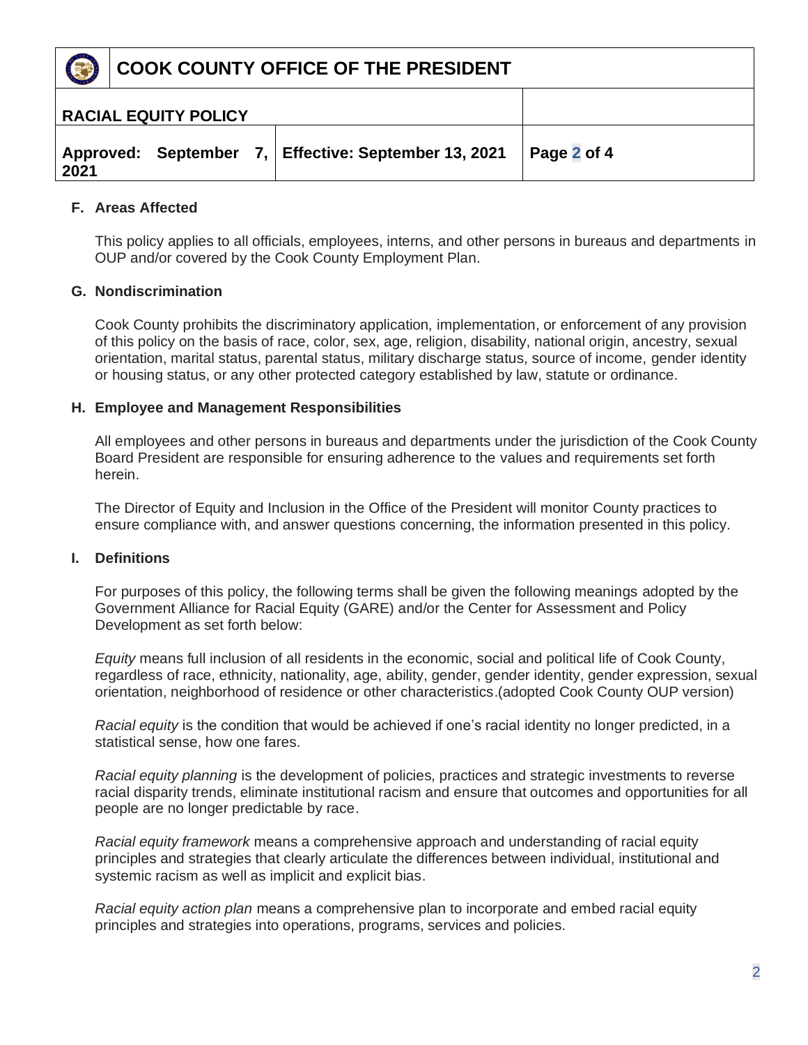### F. Areas Affected

This policy applies to all officials, employees, interns, and other persons in bureaus and departments in OUP and/or covered by the Cook County Employment Plan.

### G. Nondiscrimination

Cook County prohibits the discriminatory application, implementation, or enforcement of any provision of this policy on the basis of race, color, sex, age, religion, disability, national origin, ancestry, sexual orientation, marital status, parental status, military discharge status, source of income, gender identity or housing status, or any other protected category established by law, statute or ordinance.

### H. Employee and Management Responsibilities

All employees and other persons in bureaus and departments under the jurisdiction of the Cook County Board President are responsible for ensuring adherence to the values and requirements set forth herein.

The Director of Equity and Inclusion in the Office of the President will monitor County practices to ensure compliance with, and answer questions concerning, the information presented in this policy.

### I. Definitions

For purposes of this policy, the following terms shall be given the following meanings adopted by the Government Alliance for Racial Equity (GARE) and/or the Center for Assessment and Policy Development as set forth below:

*Equity* means full inclusion of all residents in the economic, social and political life of Cook County, regardless of race, ethnicity, nationality, age, ability, gender, gender identity, gender expression, sexual orientation, neighborhood of residence or other characteristics.(adopted Cook County OUP version)

*Racial equity* is the condition that would be achieved if one's racial identity no longer predicted, in a statistical sense, how one fares.

*Racial equity planning* is the development of policies, practices and strategic investments to reverse racial disparity trends, eliminate institutional racism and ensure that outcomes and opportunities for all people are no longer predictable by race.

*Racial equity framework* means a comprehensive approach and understanding of racial equity principles and strategies that clearly articulate the differences between individual, institutional and systemic racism as well as implicit and explicit bias.

*Racial equity action plan* means a comprehensive plan to incorporate and embed racial equity principles and strategies into operations, programs, services and policies.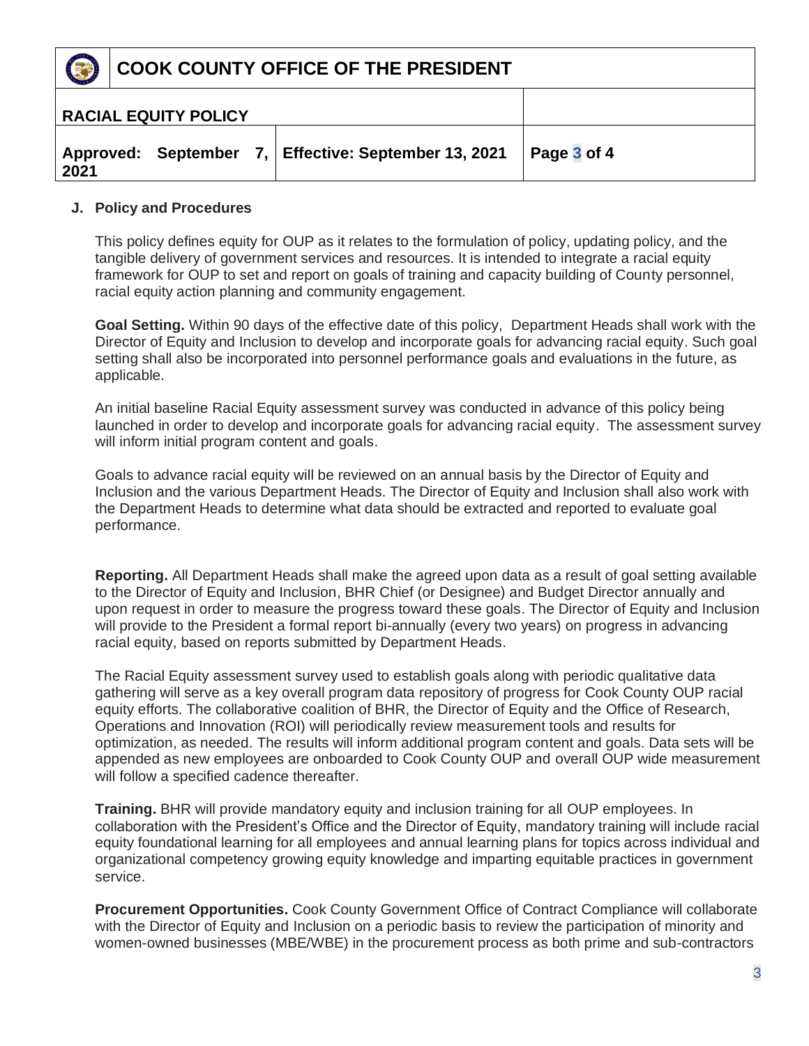## J. Policy and Procedures

This policy defines equity for OUP as it relates to the formulation of policy, updating policy, and the tangible delivery of government services and resources. It is intended to integrate a racial equity framework for OUP to set and report on goals of training and capacity building of County personnel, racial equity action planning and community engagement.

**Goal Setting.** Within 90 days of the effective date of this policy, Department Heads shall work with the Director of Equity and Inclusion to develop and incorporate goals for advancing racial equity. Such goal setting shall also be incorporated into personnel performance goals and evaluations in the future, as applicable.

An initial baseline Racial Equity assessment survey was conducted in advance of this policy being launched in order to develop and incorporate goals for advancing racial equity. The assessment survey will inform initial program content and goals.

Goals to advance racial equity will be reviewed on an annual basis by the Director of Equity and Inclusion and the various Department Heads. The Director of Equity and Inclusion shall also work with the Department Heads to determine what data should be extracted and reported to evaluate goal performance.

**Reporting.** All Department Heads shall make the agreed upon data as a result of goal setting available to the Director of Equity and Inclusion, BHR Chief (or Designee) and Budget Director annually and upon request in order to measure the progress toward these goals. The Director of Equity and Inclusion will provide to the President a formal report bi-annually (every two years) on progress in advancing racial equity, based on reports submitted by Department Heads.

The Racial Equity assessment survey used to establish goals along with periodic qualitative data gathering will serve as a key overall program data repository of progress for Cook County OUP racial equity efforts. The collaborative coalition of BHR, the Director of Equity and the Office of Research, Operations and Innovation (ROI) will periodically review measurement tools and results for optimization, as needed. The results will inform additional program content and goals. Data sets will be appended as new employees are onboarded to Cook County OUP and overall OUP wide measurement will follow a specified cadence thereafter.

**Training.** BHR will provide mandatory equity and inclusion training for all OUP employees. In collaboration with the President's Office and the Director of Equity, mandatory training will include racial equity foundational learning for all employees and annual learning plans for topics across individual and organizational competency growing equity knowledge and imparting equitable practices in government service.

**Procurement Opportunities.** Cook County Government Office of Contract Compliance will collaborate with the Director of Equity and Inclusion on a periodic basis to review the participation of minority and women-owned businesses (MBE/WBE) in the procurement process as both prime and sub-contractors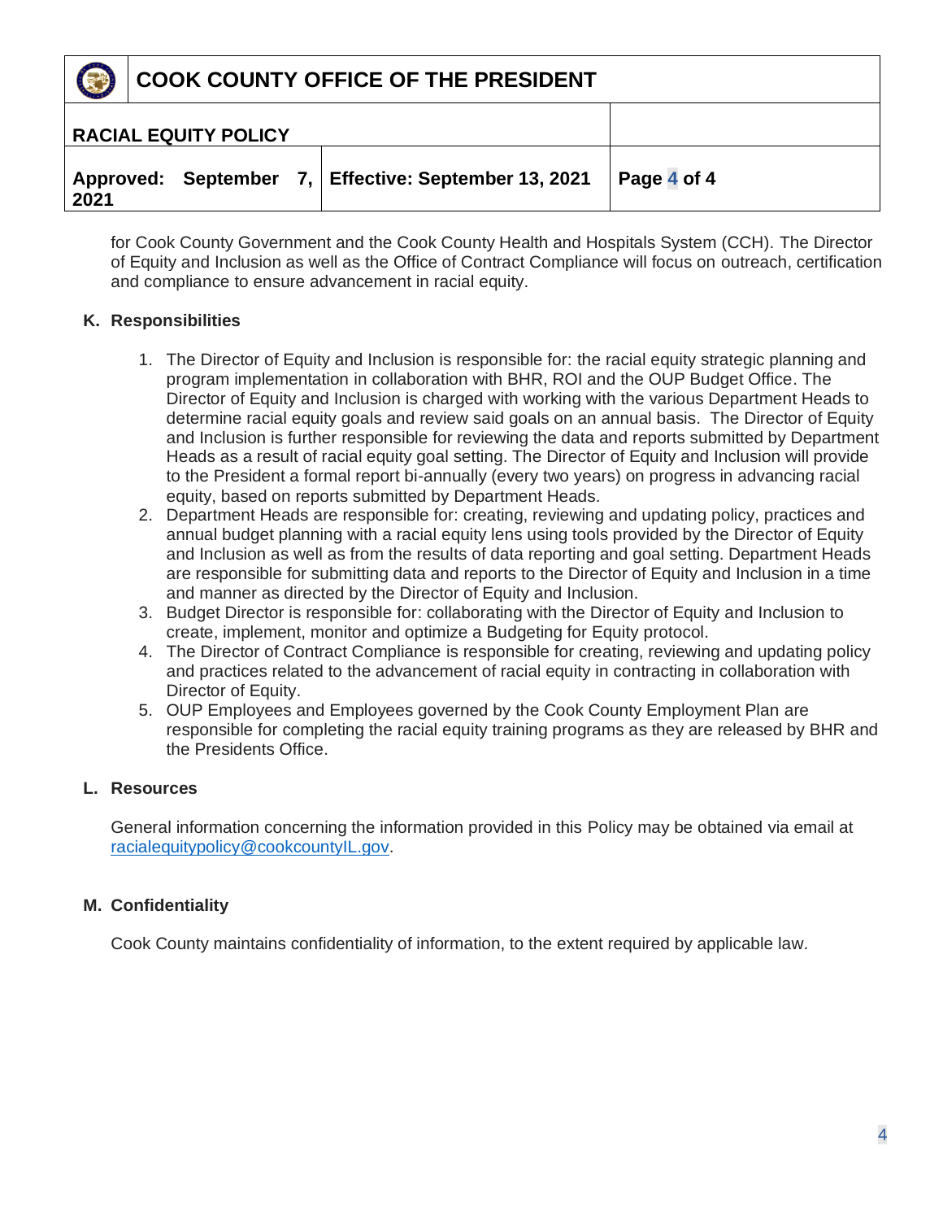for Cook County Government and the Cook County Health and Hospitals System (CCH). The Director of Equity and Inclusion as well as the Office of Contract Compliance will focus on outreach, certification and compliance to ensure advancement in racial equity.

## K. Responsibilities

1. The Director of Equity and Inclusion is responsible for: the racial equity strategic planning and program implementation in collaboration with BHR, ROI and the OUP Budget Office. The Director of Equity and Inclusion is charged with working with the various Department Heads to determine racial equity goals and review said goals on an annual basis. The Director of Equity and Inclusion is further responsible for reviewing the data and reports submitted by Department Heads as a result of racial equity goal setting. The Director of Equity and Inclusion will provide to the President a formal report bi-annually (every two years) on progress in advancing racial equity, based on reports submitted by Department Heads.
2. Department Heads are responsible for: creating, reviewing and updating policy, practices and annual budget planning with a racial equity lens using tools provided by the Director of Equity and Inclusion as well as from the results of data reporting and goal setting. Department Heads are responsible for submitting data and reports to the Director of Equity and Inclusion in a time and manner as directed by the Director of Equity and Inclusion.
3. Budget Director is responsible for: collaborating with the Director of Equity and Inclusion to create, implement, monitor and optimize a Budgeting for Equity protocol.
4. The Director of Contract Compliance is responsible for creating, reviewing and updating policy and practices related to the advancement of racial equity in contracting in collaboration with Director of Equity.
5. OUP Employees and Employees governed by the Cook County Employment Plan are responsible for completing the racial equity training programs as they are released by BHR and the Presidents Office.

## L. Resources

General information concerning the information provided in this Policy may be obtained via email at racialequitypolicy@cookcountyIL.gov.

## M. Confidentiality

Cook County maintains confidentiality of information, to the extent required by applicable law.